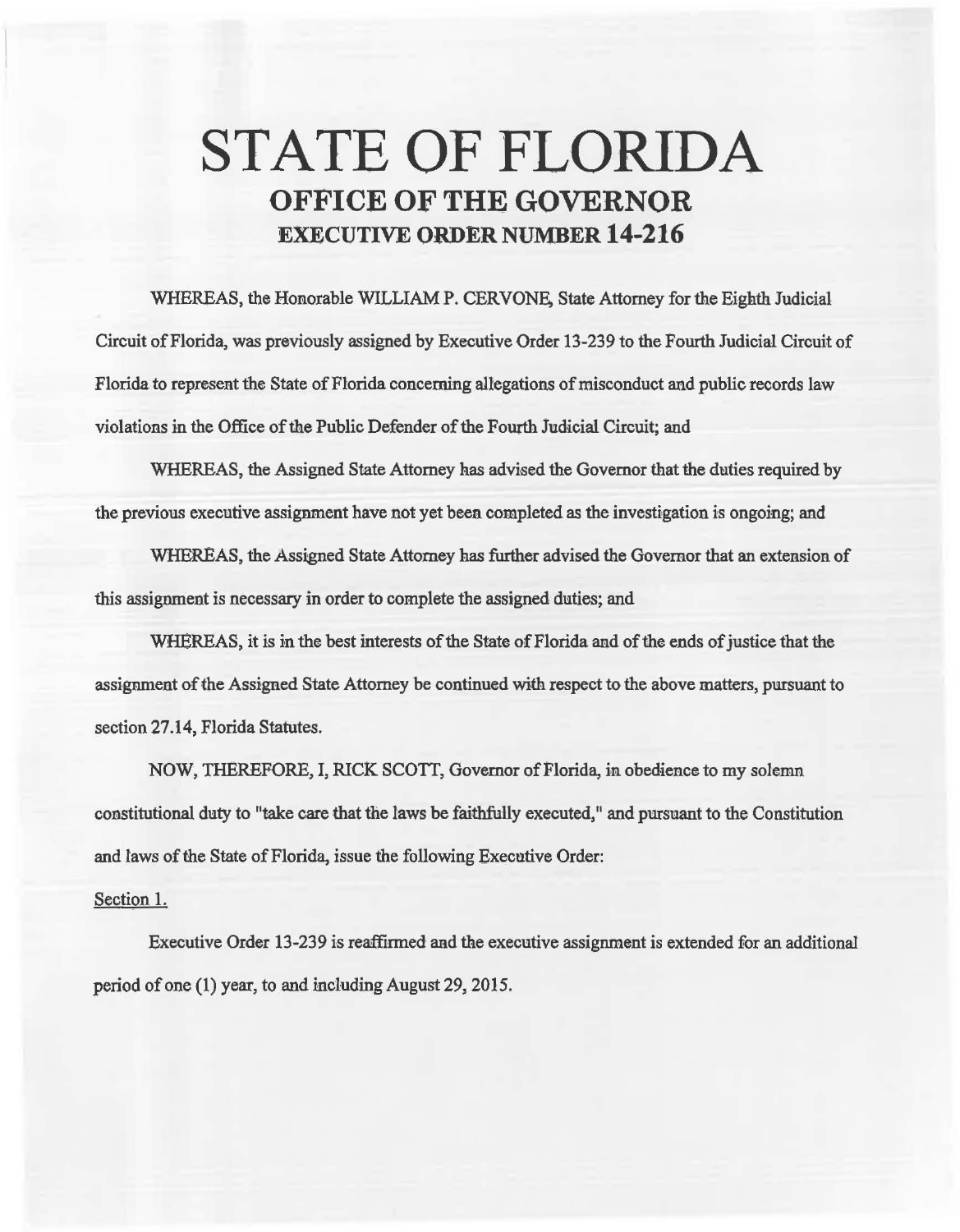# STATE OF FLORIDA

## OFFICE OF THE GOVERNOR

## EXECUTIVE ORDER NUMBER 14-216

WHEREAS, the Honorable WILLIAM P. CERVONE, State Attorney for the Eighth Judicial Circuit of Florida, was previously assigned by Executive Order 13-239 to the Fourth Judicial Circuit of Florida to represent the State of Florida concerning allegations of misconduct and public records law violations in the Office of the Public Defender of the Fourth Judicial Circuit; and

WHEREAS, the Assigned State Attorney has advised the Governor that the duties required by the previous executive assignment have not yet been completed as the investigation is ongoing; and

WHEREAS, the Assigned State Attorney has further advised the Governor that an extension of this assignment is necessary in order to complete the assigned duties; and

WHEREAS, it is in the best interests of the State of Florida and of the ends of justice that the assignment of the Assigned State Attorney be continued with respect to the above matters, pursuant to section 27.14, Florida Statutes.

NOW, THEREFORE, I, RICK SCOTT, Governor of Florida, in obedience to my solemn constitutional duty to "take care that the laws be faithfully executed," and pursuant to the Constitution and laws of the State of Florida, issue the following Executive Order:

Section 1.

Executive Order 13-239 is reaffirmed and the executive assignment is extended for an additional period of one (1) year, to and including August 29, 2015.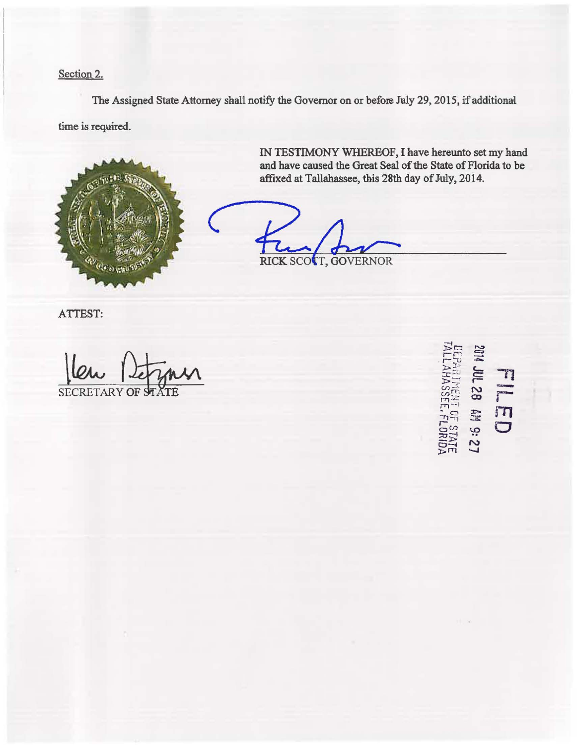Section 2.

The Assigned State Attorney shall notify the Governor on or before July 29, 2015, if additional time is required.

IN TESTIMONY WHEREOF, I have hereunto set my hand and have caused the Great Seal of the State of Florida to be affixed at Tallahassee, this 28th day of July, 2014.

RICK SCOTT, GOVERNOR

ATTEST:

SECRETARY OF STATE

FILED

2014 JUL 28 AM 9:27

DEPARTMENT OF STATE
TALLAHASSEE, FLORIDA